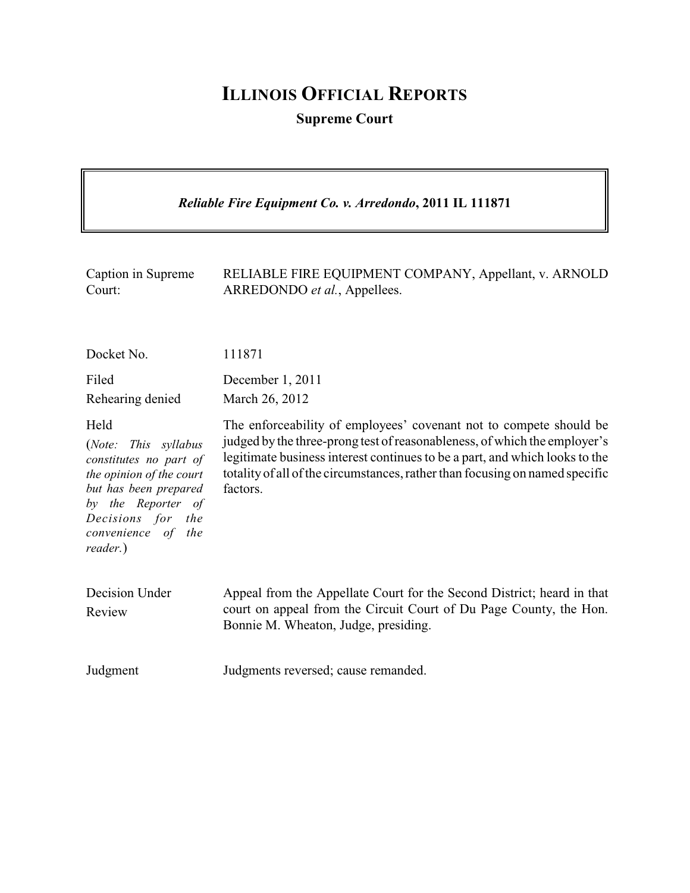# ILLINOIS OFFICIAL REPORTS

**Supreme Court**

***Reliable Fire Equipment Co. v. Arredondo*, 2011 IL 111871**

| | |
|---|---|
| Caption in Supreme Court: | RELIABLE FIRE EQUIPMENT COMPANY, Appellant, v. ARNOLD ARREDONDO *et al.*, Appellees. |
| Docket No. | 111871 |
| Filed | December 1, 2011 |
| Rehearing denied | March 26, 2012 |
| Held (*Note: This syllabus constitutes no part of the opinion of the court but has been prepared by the Reporter of Decisions for the convenience of the reader.*) | The enforceability of employees' covenant not to compete should be judged by the three-prong test of reasonableness, of which the employer's legitimate business interest continues to be a part, and which looks to the totality of all of the circumstances, rather than focusing on named specific factors. |
| Decision Under Review | Appeal from the Appellate Court for the Second District; heard in that court on appeal from the Circuit Court of Du Page County, the Hon. Bonnie M. Wheaton, Judge, presiding. |
| Judgment | Judgments reversed; cause remanded. |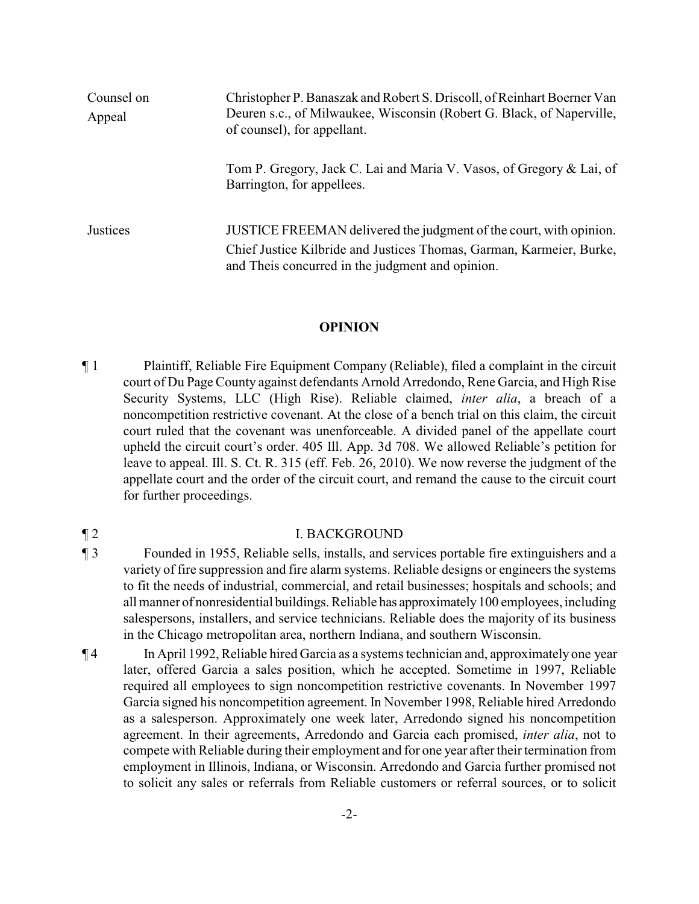| | |
|---|---|
| Counsel on Appeal | Christopher P. Banaszak and Robert S. Driscoll, of Reinhart Boerner Van Deuren s.c., of Milwaukee, Wisconsin (Robert G. Black, of Naperville, of counsel), for appellant.<br><br>Tom P. Gregory, Jack C. Lai and Maria V. Vasos, of Gregory & Lai, of Barrington, for appellees. |
| Justices | JUSTICE FREEMAN delivered the judgment of the court, with opinion.<br>Chief Justice Kilbride and Justices Thomas, Garman, Karmeier, Burke, and Theis concurred in the judgment and opinion. |

## OPINION

¶ 1 Plaintiff, Reliable Fire Equipment Company (Reliable), filed a complaint in the circuit court of Du Page County against defendants Arnold Arredondo, Rene Garcia, and High Rise Security Systems, LLC (High Rise). Reliable claimed, *inter alia*, a breach of a noncompetition restrictive covenant. At the close of a bench trial on this claim, the circuit court ruled that the covenant was unenforceable. A divided panel of the appellate court upheld the circuit court's order. 405 Ill. App. 3d 708. We allowed Reliable's petition for leave to appeal. Ill. S. Ct. R. 315 (eff. Feb. 26, 2010). We now reverse the judgment of the appellate court and the order of the circuit court, and remand the cause to the circuit court for further proceedings.

¶ 2 I. BACKGROUND

¶ 3 Founded in 1955, Reliable sells, installs, and services portable fire extinguishers and a variety of fire suppression and fire alarm systems. Reliable designs or engineers the systems to fit the needs of industrial, commercial, and retail businesses; hospitals and schools; and all manner of nonresidential buildings. Reliable has approximately 100 employees, including salespersons, installers, and service technicians. Reliable does the majority of its business in the Chicago metropolitan area, northern Indiana, and southern Wisconsin.

¶ 4 In April 1992, Reliable hired Garcia as a systems technician and, approximately one year later, offered Garcia a sales position, which he accepted. Sometime in 1997, Reliable required all employees to sign noncompetition restrictive covenants. In November 1997 Garcia signed his noncompetition agreement. In November 1998, Reliable hired Arredondo as a salesperson. Approximately one week later, Arredondo signed his noncompetition agreement. In their agreements, Arredondo and Garcia each promised, *inter alia*, not to compete with Reliable during their employment and for one year after their termination from employment in Illinois, Indiana, or Wisconsin. Arredondo and Garcia further promised not to solicit any sales or referrals from Reliable customers or referral sources, or to solicit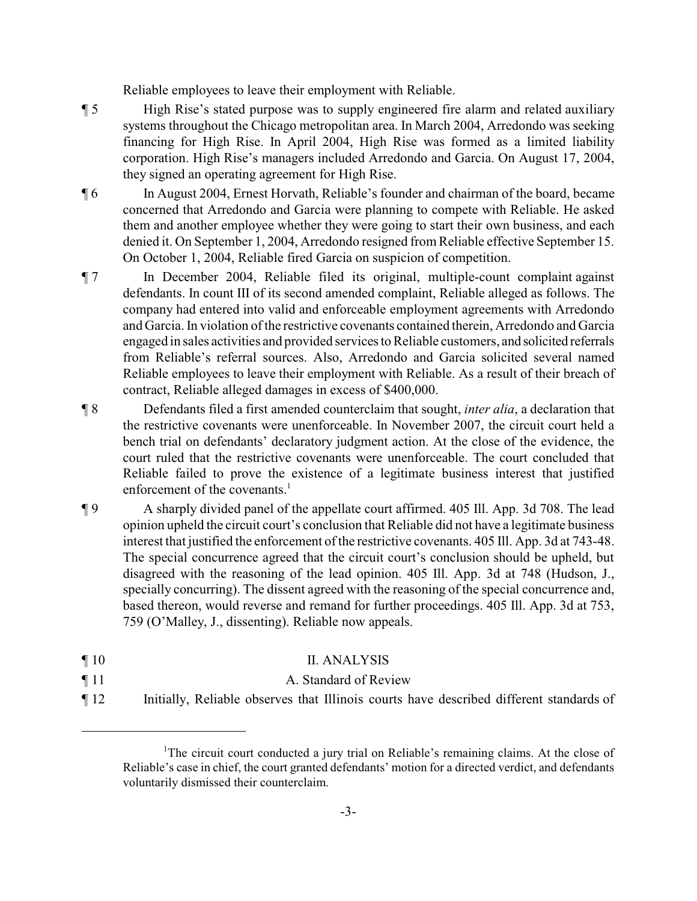Reliable employees to leave their employment with Reliable.

¶ 5 High Rise's stated purpose was to supply engineered fire alarm and related auxiliary systems throughout the Chicago metropolitan area. In March 2004, Arredondo was seeking financing for High Rise. In April 2004, High Rise was formed as a limited liability corporation. High Rise's managers included Arredondo and Garcia. On August 17, 2004, they signed an operating agreement for High Rise.

¶ 6 In August 2004, Ernest Horvath, Reliable's founder and chairman of the board, became concerned that Arredondo and Garcia were planning to compete with Reliable. He asked them and another employee whether they were going to start their own business, and each denied it. On September 1, 2004, Arredondo resigned from Reliable effective September 15. On October 1, 2004, Reliable fired Garcia on suspicion of competition.

¶ 7 In December 2004, Reliable filed its original, multiple-count complaint against defendants. In count III of its second amended complaint, Reliable alleged as follows. The company had entered into valid and enforceable employment agreements with Arredondo and Garcia. In violation of the restrictive covenants contained therein, Arredondo and Garcia engaged in sales activities and provided services to Reliable customers, and solicited referrals from Reliable's referral sources. Also, Arredondo and Garcia solicited several named Reliable employees to leave their employment with Reliable. As a result of their breach of contract, Reliable alleged damages in excess of $400,000.

¶ 8 Defendants filed a first amended counterclaim that sought, *inter alia*, a declaration that the restrictive covenants were unenforceable. In November 2007, the circuit court held a bench trial on defendants' declaratory judgment action. At the close of the evidence, the court ruled that the restrictive covenants were unenforceable. The court concluded that Reliable failed to prove the existence of a legitimate business interest that justified enforcement of the covenants.[1]

¶ 9 A sharply divided panel of the appellate court affirmed. 405 Ill. App. 3d 708. The lead opinion upheld the circuit court's conclusion that Reliable did not have a legitimate business interest that justified the enforcement of the restrictive covenants. 405 Ill. App. 3d at 743-48. The special concurrence agreed that the circuit court's conclusion should be upheld, but disagreed with the reasoning of the lead opinion. 405 Ill. App. 3d at 748 (Hudson, J., specially concurring). The dissent agreed with the reasoning of the special concurrence and, based thereon, would reverse and remand for further proceedings. 405 Ill. App. 3d at 753, 759 (O'Malley, J., dissenting). Reliable now appeals.

¶ 10 II. ANALYSIS

¶ 11 A. Standard of Review

¶ 12 Initially, Reliable observes that Illinois courts have described different standards of

---

[1] The circuit court conducted a jury trial on Reliable's remaining claims. At the close of Reliable's case in chief, the court granted defendants' motion for a directed verdict, and defendants voluntarily dismissed their counterclaim.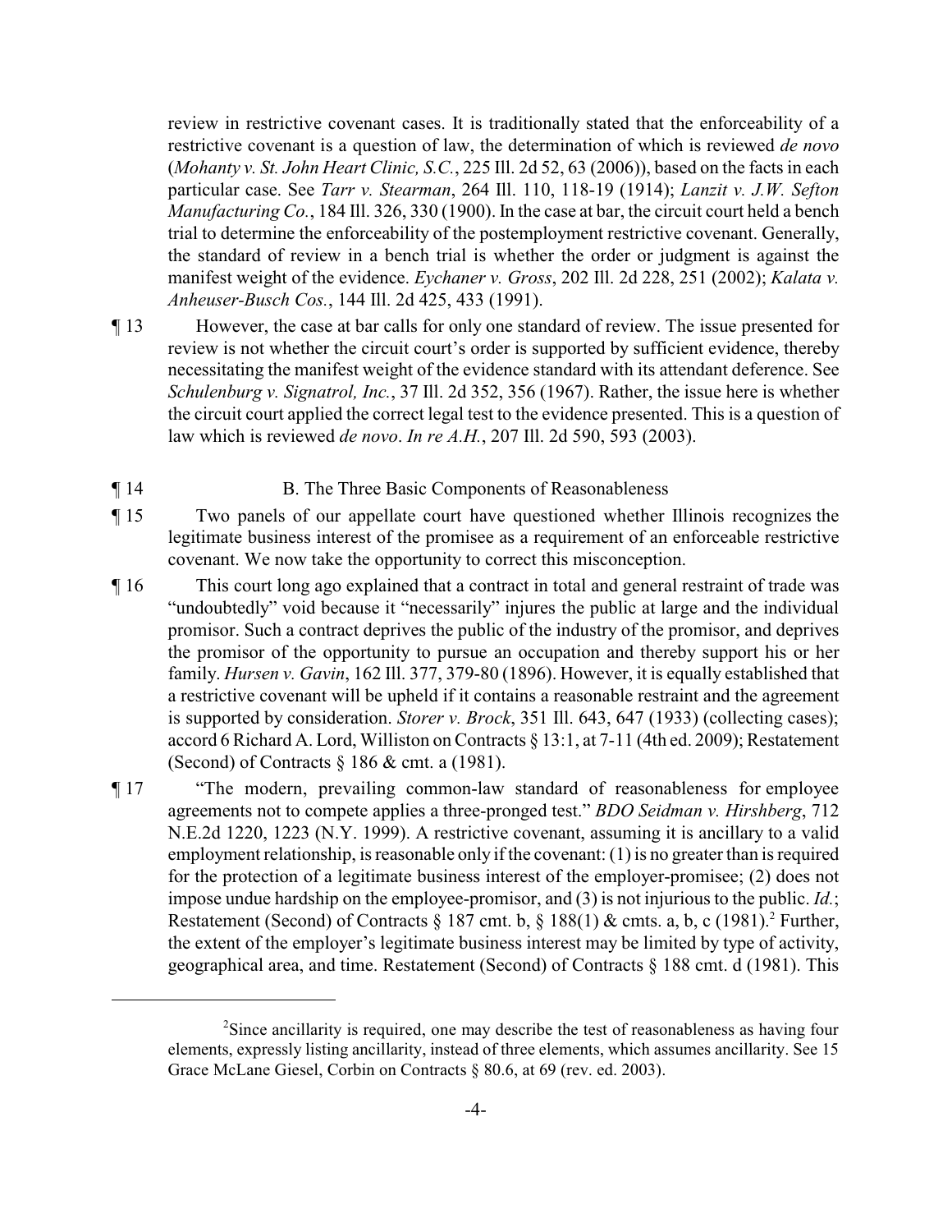review in restrictive covenant cases. It is traditionally stated that the enforceability of a restrictive covenant is a question of law, the determination of which is reviewed *de novo* (*Mohanty v. St. John Heart Clinic, S.C.*, 225 Ill. 2d 52, 63 (2006)), based on the facts in each particular case. See *Tarr v. Stearman*, 264 Ill. 110, 118-19 (1914); *Lanzit v. J.W. Sefton Manufacturing Co.*, 184 Ill. 326, 330 (1900). In the case at bar, the circuit court held a bench trial to determine the enforceability of the postemployment restrictive covenant. Generally, the standard of review in a bench trial is whether the order or judgment is against the manifest weight of the evidence. *Eychaner v. Gross*, 202 Ill. 2d 228, 251 (2002); *Kalata v. Anheuser-Busch Cos.*, 144 Ill. 2d 425, 433 (1991).

¶ 13 However, the case at bar calls for only one standard of review. The issue presented for review is not whether the circuit court's order is supported by sufficient evidence, thereby necessitating the manifest weight of the evidence standard with its attendant deference. See *Schulenburg v. Signatrol, Inc.*, 37 Ill. 2d 352, 356 (1967). Rather, the issue here is whether the circuit court applied the correct legal test to the evidence presented. This is a question of law which is reviewed *de novo*. *In re A.H.*, 207 Ill. 2d 590, 593 (2003).

¶ 14 B. The Three Basic Components of Reasonableness

¶ 15 Two panels of our appellate court have questioned whether Illinois recognizes the legitimate business interest of the promisee as a requirement of an enforceable restrictive covenant. We now take the opportunity to correct this misconception.

¶ 16 This court long ago explained that a contract in total and general restraint of trade was "undoubtedly" void because it "necessarily" injures the public at large and the individual promisor. Such a contract deprives the public of the industry of the promisor, and deprives the promisor of the opportunity to pursue an occupation and thereby support his or her family. *Hursen v. Gavin*, 162 Ill. 377, 379-80 (1896). However, it is equally established that a restrictive covenant will be upheld if it contains a reasonable restraint and the agreement is supported by consideration. *Storer v. Brock*, 351 Ill. 643, 647 (1933) (collecting cases); accord 6 Richard A. Lord, Williston on Contracts § 13:1, at 7-11 (4th ed. 2009); Restatement (Second) of Contracts § 186 & cmt. a (1981).

¶ 17 "The modern, prevailing common-law standard of reasonableness for employee agreements not to compete applies a three-pronged test." *BDO Seidman v. Hirshberg*, 712 N.E.2d 1220, 1223 (N.Y. 1999). A restrictive covenant, assuming it is ancillary to a valid employment relationship, is reasonable only if the covenant: (1) is no greater than is required for the protection of a legitimate business interest of the employer-promisee; (2) does not impose undue hardship on the employee-promisor, and (3) is not injurious to the public. *Id.*; Restatement (Second) of Contracts § 187 cmt. b, § 188(1) & cmts. a, b, c (1981).[2] Further, the extent of the employer's legitimate business interest may be limited by type of activity, geographical area, and time. Restatement (Second) of Contracts § 188 cmt. d (1981). This

---

[2]Since ancillarity is required, one may describe the test of reasonableness as having four elements, expressly listing ancillarity, instead of three elements, which assumes ancillarity. See 15 Grace McLane Giesel, Corbin on Contracts § 80.6, at 69 (rev. ed. 2003).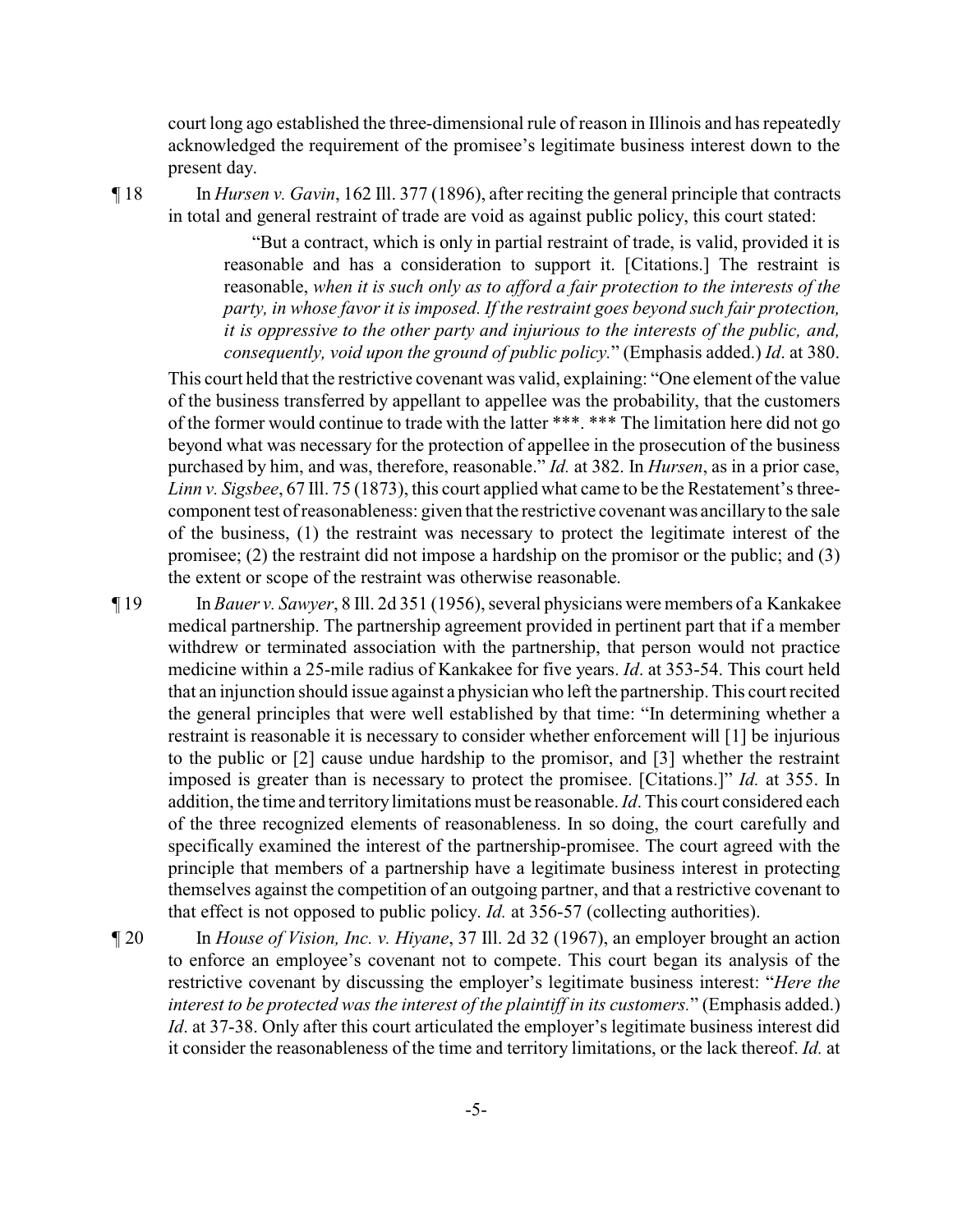court long ago established the three-dimensional rule of reason in Illinois and has repeatedly acknowledged the requirement of the promisee's legitimate business interest down to the present day.

¶ 18 In *Hursen v. Gavin*, 162 Ill. 377 (1896), after reciting the general principle that contracts in total and general restraint of trade are void as against public policy, this court stated:

> "But a contract, which is only in partial restraint of trade, is valid, provided it is reasonable and has a consideration to support it. [Citations.] The restraint is reasonable, *when it is such only as to afford a fair protection to the interests of the party, in whose favor it is imposed. If the restraint goes beyond such fair protection, it is oppressive to the other party and injurious to the interests of the public, and, consequently, void upon the ground of public policy.*" (Emphasis added.) *Id*. at 380.

This court held that the restrictive covenant was valid, explaining: "One element of the value of the business transferred by appellant to appellee was the probability, that the customers of the former would continue to trade with the latter ***. *** The limitation here did not go beyond what was necessary for the protection of appellee in the prosecution of the business purchased by him, and was, therefore, reasonable." *Id.* at 382. In *Hursen*, as in a prior case, *Linn v. Sigsbee*, 67 Ill. 75 (1873), this court applied what came to be the Restatement's three-component test of reasonableness: given that the restrictive covenant was ancillary to the sale of the business, (1) the restraint was necessary to protect the legitimate interest of the promisee; (2) the restraint did not impose a hardship on the promisor or the public; and (3) the extent or scope of the restraint was otherwise reasonable.

¶ 19 In *Bauer v. Sawyer*, 8 Ill. 2d 351 (1956), several physicians were members of a Kankakee medical partnership. The partnership agreement provided in pertinent part that if a member withdrew or terminated association with the partnership, that person would not practice medicine within a 25-mile radius of Kankakee for five years. *Id*. at 353-54. This court held that an injunction should issue against a physician who left the partnership. This court recited the general principles that were well established by that time: "In determining whether a restraint is reasonable it is necessary to consider whether enforcement will [1] be injurious to the public or [2] cause undue hardship to the promisor, and [3] whether the restraint imposed is greater than is necessary to protect the promisee. [Citations.]" *Id.* at 355. In addition, the time and territory limitations must be reasonable. *Id*. This court considered each of the three recognized elements of reasonableness. In so doing, the court carefully and specifically examined the interest of the partnership-promisee. The court agreed with the principle that members of a partnership have a legitimate business interest in protecting themselves against the competition of an outgoing partner, and that a restrictive covenant to that effect is not opposed to public policy. *Id.* at 356-57 (collecting authorities).

¶ 20 In *House of Vision, Inc. v. Hiyane*, 37 Ill. 2d 32 (1967), an employer brought an action to enforce an employee's covenant not to compete. This court began its analysis of the restrictive covenant by discussing the employer's legitimate business interest: "*Here the interest to be protected was the interest of the plaintiff in its customers.*" (Emphasis added.) *Id*. at 37-38. Only after this court articulated the employer's legitimate business interest did it consider the reasonableness of the time and territory limitations, or the lack thereof. *Id.* at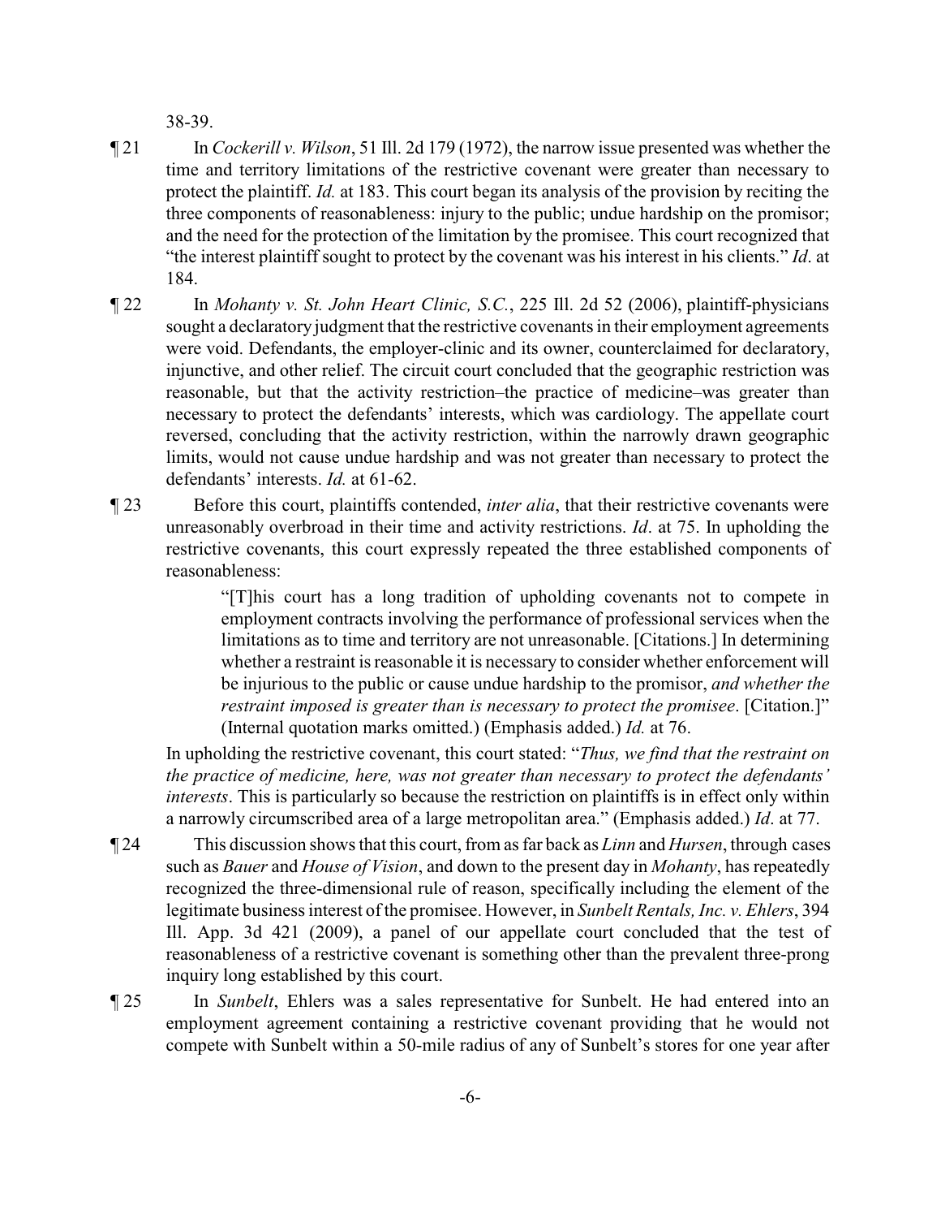38-39.

¶ 21 In *Cockerill v. Wilson*, 51 Ill. 2d 179 (1972), the narrow issue presented was whether the time and territory limitations of the restrictive covenant were greater than necessary to protect the plaintiff. *Id.* at 183. This court began its analysis of the provision by reciting the three components of reasonableness: injury to the public; undue hardship on the promisor; and the need for the protection of the limitation by the promisee. This court recognized that "the interest plaintiff sought to protect by the covenant was his interest in his clients." *Id*. at 184.

¶ 22 In *Mohanty v. St. John Heart Clinic, S.C.*, 225 Ill. 2d 52 (2006), plaintiff-physicians sought a declaratory judgment that the restrictive covenants in their employment agreements were void. Defendants, the employer-clinic and its owner, counterclaimed for declaratory, injunctive, and other relief. The circuit court concluded that the geographic restriction was reasonable, but that the activity restriction–the practice of medicine–was greater than necessary to protect the defendants' interests, which was cardiology. The appellate court reversed, concluding that the activity restriction, within the narrowly drawn geographic limits, would not cause undue hardship and was not greater than necessary to protect the defendants' interests. *Id.* at 61-62.

¶ 23 Before this court, plaintiffs contended, *inter alia*, that their restrictive covenants were unreasonably overbroad in their time and activity restrictions. *Id*. at 75. In upholding the restrictive covenants, this court expressly repeated the three established components of reasonableness:

> "[T]his court has a long tradition of upholding covenants not to compete in employment contracts involving the performance of professional services when the limitations as to time and territory are not unreasonable. [Citations.] In determining whether a restraint is reasonable it is necessary to consider whether enforcement will be injurious to the public or cause undue hardship to the promisor, *and whether the restraint imposed is greater than is necessary to protect the promisee*. [Citation.]" (Internal quotation marks omitted.) (Emphasis added.) *Id.* at 76.

In upholding the restrictive covenant, this court stated: "*Thus, we find that the restraint on the practice of medicine, here, was not greater than necessary to protect the defendants' interests*. This is particularly so because the restriction on plaintiffs is in effect only within a narrowly circumscribed area of a large metropolitan area." (Emphasis added.) *Id*. at 77.

¶ 24 This discussion shows that this court, from as far back as *Linn* and *Hursen*, through cases such as *Bauer* and *House of Vision*, and down to the present day in *Mohanty*, has repeatedly recognized the three-dimensional rule of reason, specifically including the element of the legitimate business interest of the promisee. However, in *Sunbelt Rentals, Inc. v. Ehlers*, 394 Ill. App. 3d 421 (2009), a panel of our appellate court concluded that the test of reasonableness of a restrictive covenant is something other than the prevalent three-prong inquiry long established by this court.

¶ 25 In *Sunbelt*, Ehlers was a sales representative for Sunbelt. He had entered into an employment agreement containing a restrictive covenant providing that he would not compete with Sunbelt within a 50-mile radius of any of Sunbelt's stores for one year after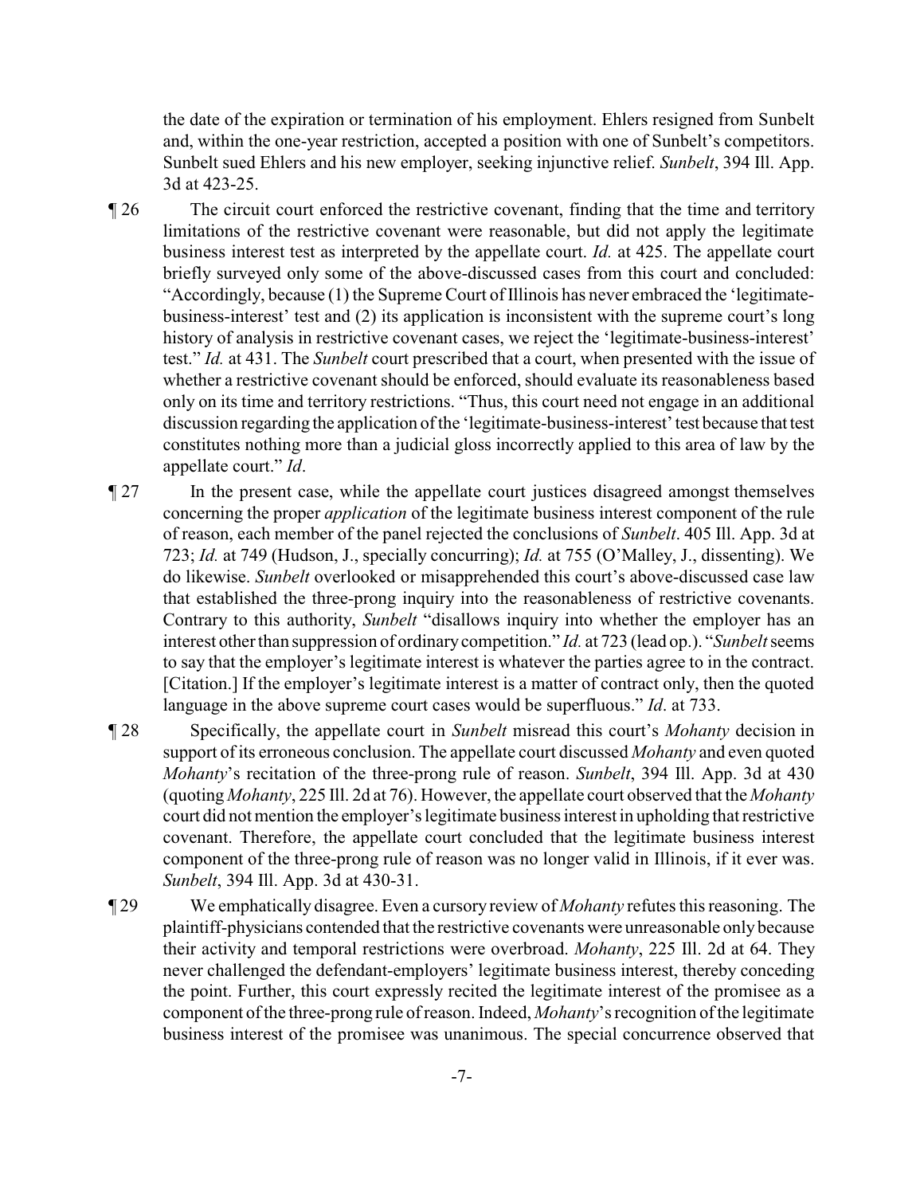the date of the expiration or termination of his employment. Ehlers resigned from Sunbelt and, within the one-year restriction, accepted a position with one of Sunbelt's competitors. Sunbelt sued Ehlers and his new employer, seeking injunctive relief. *Sunbelt*, 394 Ill. App. 3d at 423-25.

¶ 26 The circuit court enforced the restrictive covenant, finding that the time and territory limitations of the restrictive covenant were reasonable, but did not apply the legitimate business interest test as interpreted by the appellate court. *Id.* at 425. The appellate court briefly surveyed only some of the above-discussed cases from this court and concluded: "Accordingly, because (1) the Supreme Court of Illinois has never embraced the 'legitimate-business-interest' test and (2) its application is inconsistent with the supreme court's long history of analysis in restrictive covenant cases, we reject the 'legitimate-business-interest' test." *Id.* at 431. The *Sunbelt* court prescribed that a court, when presented with the issue of whether a restrictive covenant should be enforced, should evaluate its reasonableness based only on its time and territory restrictions. "Thus, this court need not engage in an additional discussion regarding the application of the 'legitimate-business-interest' test because that test constitutes nothing more than a judicial gloss incorrectly applied to this area of law by the appellate court." *Id*.

¶ 27 In the present case, while the appellate court justices disagreed amongst themselves concerning the proper *application* of the legitimate business interest component of the rule of reason, each member of the panel rejected the conclusions of *Sunbelt*. 405 Ill. App. 3d at 723; *Id.* at 749 (Hudson, J., specially concurring); *Id.* at 755 (O'Malley, J., dissenting). We do likewise. *Sunbelt* overlooked or misapprehended this court's above-discussed case law that established the three-prong inquiry into the reasonableness of restrictive covenants. Contrary to this authority, *Sunbelt* "disallows inquiry into whether the employer has an interest other than suppression of ordinary competition." *Id.* at 723 (lead op.). "*Sunbelt* seems to say that the employer's legitimate interest is whatever the parties agree to in the contract. [Citation.] If the employer's legitimate interest is a matter of contract only, then the quoted language in the above supreme court cases would be superfluous." *Id*. at 733.

¶ 28 Specifically, the appellate court in *Sunbelt* misread this court's *Mohanty* decision in support of its erroneous conclusion. The appellate court discussed *Mohanty* and even quoted *Mohanty*'s recitation of the three-prong rule of reason. *Sunbelt*, 394 Ill. App. 3d at 430 (quoting *Mohanty*, 225 Ill. 2d at 76). However, the appellate court observed that the *Mohanty* court did not mention the employer's legitimate business interest in upholding that restrictive covenant. Therefore, the appellate court concluded that the legitimate business interest component of the three-prong rule of reason was no longer valid in Illinois, if it ever was. *Sunbelt*, 394 Ill. App. 3d at 430-31.

¶ 29 We emphatically disagree. Even a cursory review of *Mohanty* refutes this reasoning. The plaintiff-physicians contended that the restrictive covenants were unreasonable only because their activity and temporal restrictions were overbroad. *Mohanty*, 225 Ill. 2d at 64. They never challenged the defendant-employers' legitimate business interest, thereby conceding the point. Further, this court expressly recited the legitimate interest of the promisee as a component of the three-prong rule of reason. Indeed, *Mohanty*'s recognition of the legitimate business interest of the promisee was unanimous. The special concurrence observed that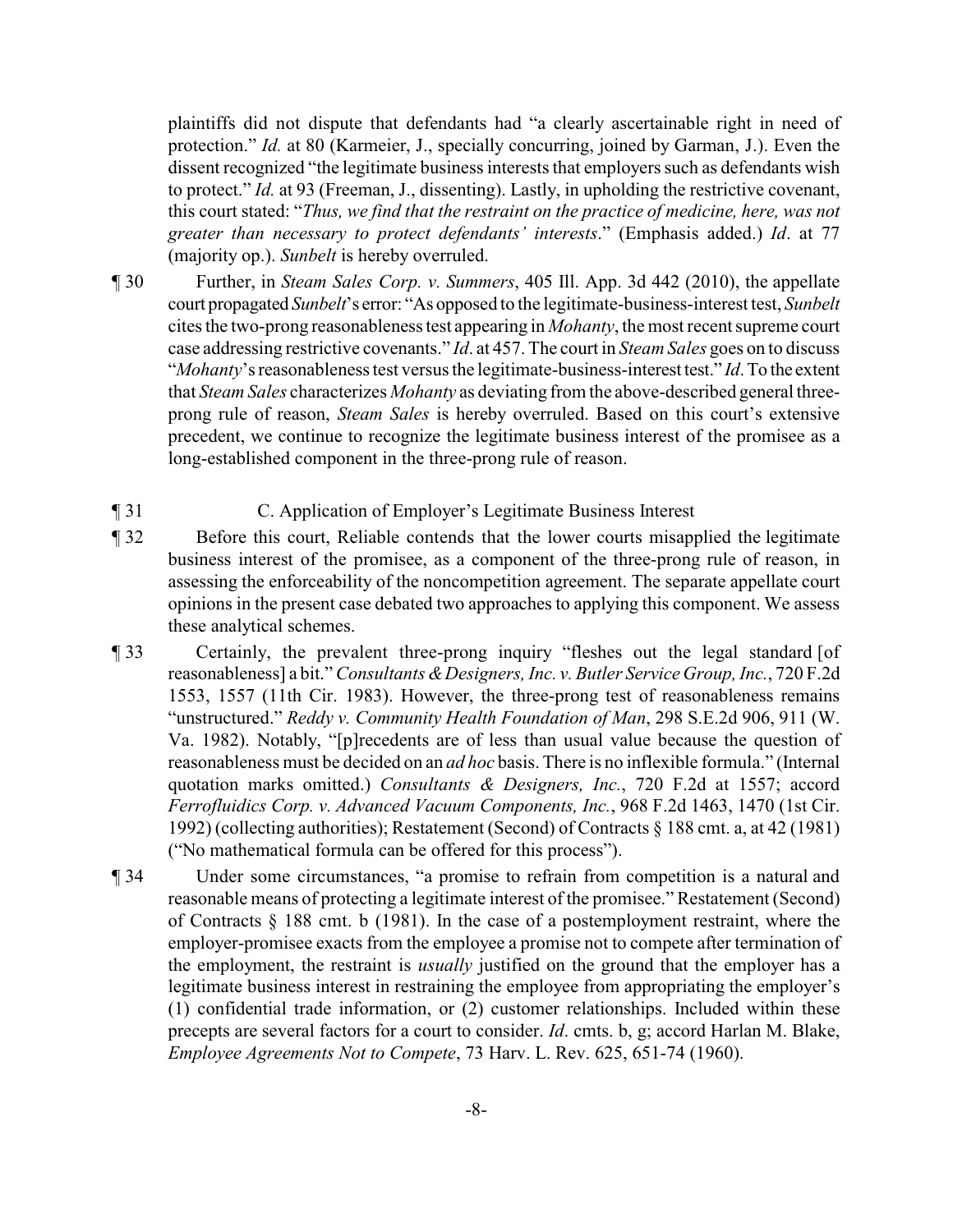plaintiffs did not dispute that defendants had "a clearly ascertainable right in need of protection." *Id.* at 80 (Karmeier, J., specially concurring, joined by Garman, J.). Even the dissent recognized "the legitimate business interests that employers such as defendants wish to protect." *Id.* at 93 (Freeman, J., dissenting). Lastly, in upholding the restrictive covenant, this court stated: "*Thus, we find that the restraint on the practice of medicine, here, was not greater than necessary to protect defendants' interests*." (Emphasis added.) *Id*. at 77 (majority op.). *Sunbelt* is hereby overruled.

¶ 30 Further, in *Steam Sales Corp. v. Summers*, 405 Ill. App. 3d 442 (2010), the appellate court propagated *Sunbelt*'s error: "As opposed to the legitimate-business-interest test, *Sunbelt* cites the two-prong reasonableness test appearing in *Mohanty*, the most recent supreme court case addressing restrictive covenants." *Id*. at 457. The court in *Steam Sales* goes on to discuss "*Mohanty*'s reasonableness test versus the legitimate-business-interest test." *Id*. To the extent that *Steam Sales* characterizes *Mohanty* as deviating from the above-described general three-prong rule of reason, *Steam Sales* is hereby overruled. Based on this court's extensive precedent, we continue to recognize the legitimate business interest of the promisee as a long-established component in the three-prong rule of reason.

¶ 31 C. Application of Employer's Legitimate Business Interest

¶ 32 Before this court, Reliable contends that the lower courts misapplied the legitimate business interest of the promisee, as a component of the three-prong rule of reason, in assessing the enforceability of the noncompetition agreement. The separate appellate court opinions in the present case debated two approaches to applying this component. We assess these analytical schemes.

¶ 33 Certainly, the prevalent three-prong inquiry "fleshes out the legal standard [of reasonableness] a bit." *Consultants & Designers, Inc. v. Butler Service Group, Inc.*, 720 F.2d 1553, 1557 (11th Cir. 1983). However, the three-prong test of reasonableness remains "unstructured." *Reddy v. Community Health Foundation of Man*, 298 S.E.2d 906, 911 (W. Va. 1982). Notably, "[p]recedents are of less than usual value because the question of reasonableness must be decided on an *ad hoc* basis. There is no inflexible formula." (Internal quotation marks omitted.) *Consultants & Designers, Inc.*, 720 F.2d at 1557; accord *Ferrofluidics Corp. v. Advanced Vacuum Components, Inc.*, 968 F.2d 1463, 1470 (1st Cir. 1992) (collecting authorities); Restatement (Second) of Contracts § 188 cmt. a, at 42 (1981) ("No mathematical formula can be offered for this process").

¶ 34 Under some circumstances, "a promise to refrain from competition is a natural and reasonable means of protecting a legitimate interest of the promisee." Restatement (Second) of Contracts § 188 cmt. b (1981). In the case of a postemployment restraint, where the employer-promisee exacts from the employee a promise not to compete after termination of the employment, the restraint is *usually* justified on the ground that the employer has a legitimate business interest in restraining the employee from appropriating the employer's (1) confidential trade information, or (2) customer relationships. Included within these precepts are several factors for a court to consider. *Id*. cmts. b, g; accord Harlan M. Blake, *Employee Agreements Not to Compete*, 73 Harv. L. Rev. 625, 651-74 (1960).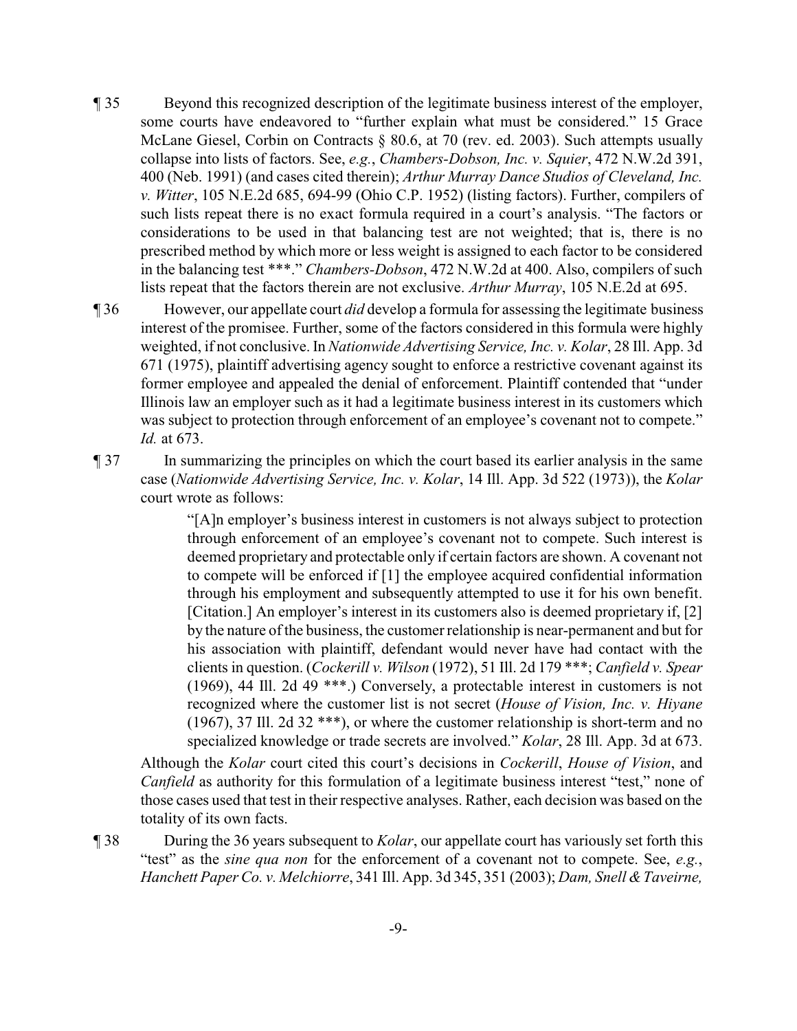¶ 35 Beyond this recognized description of the legitimate business interest of the employer, some courts have endeavored to "further explain what must be considered." 15 Grace McLane Giesel, Corbin on Contracts § 80.6, at 70 (rev. ed. 2003). Such attempts usually collapse into lists of factors. See, *e.g.*, *Chambers-Dobson, Inc. v. Squier*, 472 N.W.2d 391, 400 (Neb. 1991) (and cases cited therein); *Arthur Murray Dance Studios of Cleveland, Inc. v. Witter*, 105 N.E.2d 685, 694-99 (Ohio C.P. 1952) (listing factors). Further, compilers of such lists repeat there is no exact formula required in a court's analysis. "The factors or considerations to be used in that balancing test are not weighted; that is, there is no prescribed method by which more or less weight is assigned to each factor to be considered in the balancing test ***." *Chambers-Dobson*, 472 N.W.2d at 400. Also, compilers of such lists repeat that the factors therein are not exclusive. *Arthur Murray*, 105 N.E.2d at 695.

¶ 36 However, our appellate court *did* develop a formula for assessing the legitimate business interest of the promisee. Further, some of the factors considered in this formula were highly weighted, if not conclusive. In *Nationwide Advertising Service, Inc. v. Kolar*, 28 Ill. App. 3d 671 (1975), plaintiff advertising agency sought to enforce a restrictive covenant against its former employee and appealed the denial of enforcement. Plaintiff contended that "under Illinois law an employer such as it had a legitimate business interest in its customers which was subject to protection through enforcement of an employee's covenant not to compete." *Id.* at 673.

¶ 37 In summarizing the principles on which the court based its earlier analysis in the same case (*Nationwide Advertising Service, Inc. v. Kolar*, 14 Ill. App. 3d 522 (1973)), the *Kolar* court wrote as follows:

> "[A]n employer's business interest in customers is not always subject to protection through enforcement of an employee's covenant not to compete. Such interest is deemed proprietary and protectable only if certain factors are shown. A covenant not to compete will be enforced if [1] the employee acquired confidential information through his employment and subsequently attempted to use it for his own benefit. [Citation.] An employer's interest in its customers also is deemed proprietary if, [2] by the nature of the business, the customer relationship is near-permanent and but for his association with plaintiff, defendant would never have had contact with the clients in question. (*Cockerill v. Wilson* (1972), 51 Ill. 2d 179 ***; *Canfield v. Spear* (1969), 44 Ill. 2d 49 ***.) Conversely, a protectable interest in customers is not recognized where the customer list is not secret (*House of Vision, Inc. v. Hiyane* (1967), 37 Ill. 2d 32 ***), or where the customer relationship is short-term and no specialized knowledge or trade secrets are involved." *Kolar*, 28 Ill. App. 3d at 673.

Although the *Kolar* court cited this court's decisions in *Cockerill*, *House of Vision*, and *Canfield* as authority for this formulation of a legitimate business interest "test," none of those cases used that test in their respective analyses. Rather, each decision was based on the totality of its own facts.

¶ 38 During the 36 years subsequent to *Kolar*, our appellate court has variously set forth this "test" as the *sine qua non* for the enforcement of a covenant not to compete. See, *e.g.*, *Hanchett Paper Co. v. Melchiorre*, 341 Ill. App. 3d 345, 351 (2003); *Dam, Snell & Taveirne,*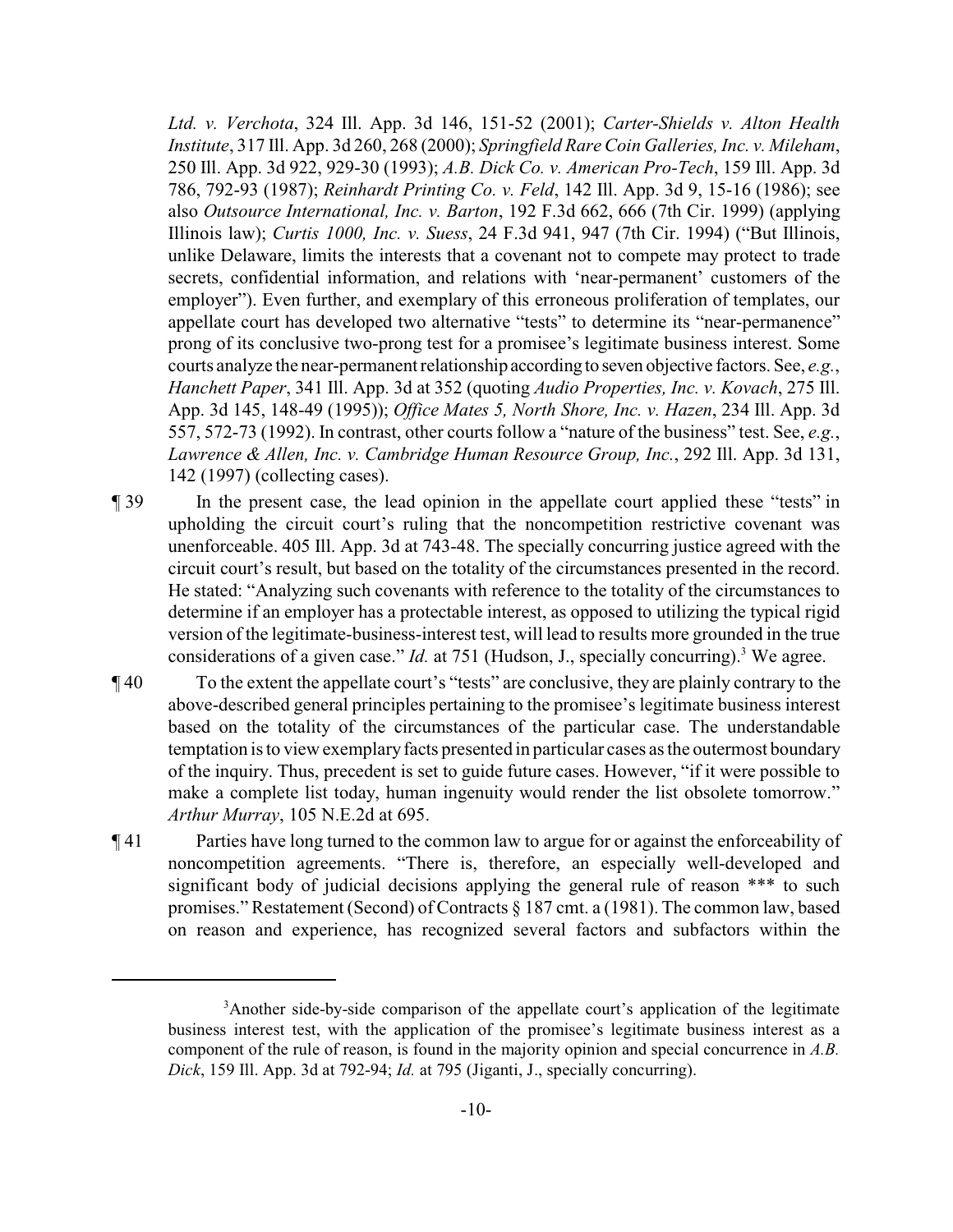*Ltd. v. Verchota*, 324 Ill. App. 3d 146, 151-52 (2001); *Carter-Shields v. Alton Health Institute*, 317 Ill. App. 3d 260, 268 (2000); *Springfield Rare Coin Galleries, Inc. v. Mileham*, 250 Ill. App. 3d 922, 929-30 (1993); *A.B. Dick Co. v. American Pro-Tech*, 159 Ill. App. 3d 786, 792-93 (1987); *Reinhardt Printing Co. v. Feld*, 142 Ill. App. 3d 9, 15-16 (1986); see also *Outsource International, Inc. v. Barton*, 192 F.3d 662, 666 (7th Cir. 1999) (applying Illinois law); *Curtis 1000, Inc. v. Suess*, 24 F.3d 941, 947 (7th Cir. 1994) ("But Illinois, unlike Delaware, limits the interests that a covenant not to compete may protect to trade secrets, confidential information, and relations with 'near-permanent' customers of the employer"). Even further, and exemplary of this erroneous proliferation of templates, our appellate court has developed two alternative "tests" to determine its "near-permanence" prong of its conclusive two-prong test for a promisee's legitimate business interest. Some courts analyze the near-permanent relationship according to seven objective factors. See, *e.g.*, *Hanchett Paper*, 341 Ill. App. 3d at 352 (quoting *Audio Properties, Inc. v. Kovach*, 275 Ill. App. 3d 145, 148-49 (1995)); *Office Mates 5, North Shore, Inc. v. Hazen*, 234 Ill. App. 3d 557, 572-73 (1992). In contrast, other courts follow a "nature of the business" test. See, *e.g.*, *Lawrence & Allen, Inc. v. Cambridge Human Resource Group, Inc.*, 292 Ill. App. 3d 131, 142 (1997) (collecting cases).

¶ 39 In the present case, the lead opinion in the appellate court applied these "tests" in upholding the circuit court's ruling that the noncompetition restrictive covenant was unenforceable. 405 Ill. App. 3d at 743-48. The specially concurring justice agreed with the circuit court's result, but based on the totality of the circumstances presented in the record. He stated: "Analyzing such covenants with reference to the totality of the circumstances to determine if an employer has a protectable interest, as opposed to utilizing the typical rigid version of the legitimate-business-interest test, will lead to results more grounded in the true considerations of a given case." *Id.* at 751 (Hudson, J., specially concurring).[3] We agree.

¶ 40 To the extent the appellate court's "tests" are conclusive, they are plainly contrary to the above-described general principles pertaining to the promisee's legitimate business interest based on the totality of the circumstances of the particular case. The understandable temptation is to view exemplary facts presented in particular cases as the outermost boundary of the inquiry. Thus, precedent is set to guide future cases. However, "if it were possible to make a complete list today, human ingenuity would render the list obsolete tomorrow." *Arthur Murray*, 105 N.E.2d at 695.

¶ 41 Parties have long turned to the common law to argue for or against the enforceability of noncompetition agreements. "There is, therefore, an especially well-developed and significant body of judicial decisions applying the general rule of reason *** to such promises." Restatement (Second) of Contracts § 187 cmt. a (1981). The common law, based on reason and experience, has recognized several factors and subfactors within the

---

[3]Another side-by-side comparison of the appellate court's application of the legitimate business interest test, with the application of the promisee's legitimate business interest as a component of the rule of reason, is found in the majority opinion and special concurrence in *A.B. Dick*, 159 Ill. App. 3d at 792-94; *Id.* at 795 (Jiganti, J., specially concurring).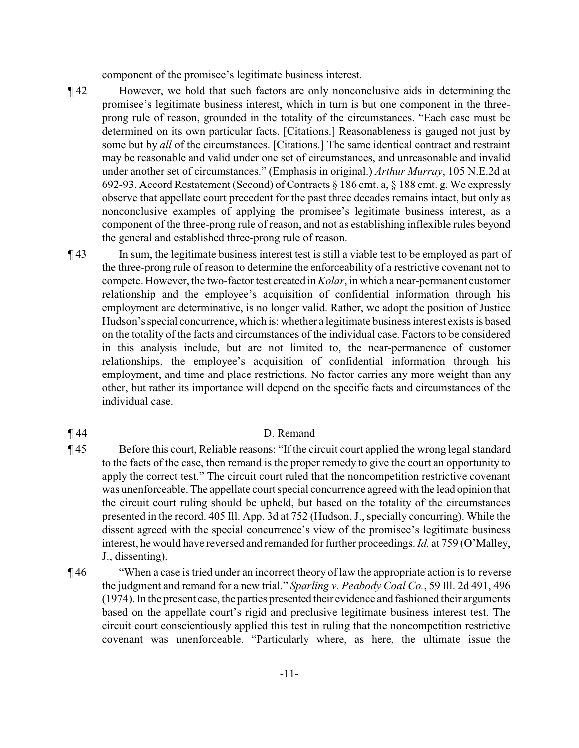component of the promisee's legitimate business interest.

¶ 42 However, we hold that such factors are only nonconclusive aids in determining the promisee's legitimate business interest, which in turn is but one component in the three-prong rule of reason, grounded in the totality of the circumstances. "Each case must be determined on its own particular facts. [Citations.] Reasonableness is gauged not just by some but by *all* of the circumstances. [Citations.] The same identical contract and restraint may be reasonable and valid under one set of circumstances, and unreasonable and invalid under another set of circumstances." (Emphasis in original.) *Arthur Murray*, 105 N.E.2d at 692-93. Accord Restatement (Second) of Contracts § 186 cmt. a, § 188 cmt. g. We expressly observe that appellate court precedent for the past three decades remains intact, but only as nonconclusive examples of applying the promisee's legitimate business interest, as a component of the three-prong rule of reason, and not as establishing inflexible rules beyond the general and established three-prong rule of reason.

¶ 43 In sum, the legitimate business interest test is still a viable test to be employed as part of the three-prong rule of reason to determine the enforceability of a restrictive covenant not to compete. However, the two-factor test created in *Kolar*, in which a near-permanent customer relationship and the employee's acquisition of confidential information through his employment are determinative, is no longer valid. Rather, we adopt the position of Justice Hudson's special concurrence, which is: whether a legitimate business interest exists is based on the totality of the facts and circumstances of the individual case. Factors to be considered in this analysis include, but are not limited to, the near-permanence of customer relationships, the employee's acquisition of confidential information through his employment, and time and place restrictions. No factor carries any more weight than any other, but rather its importance will depend on the specific facts and circumstances of the individual case.

¶ 44 D. Remand

¶ 45 Before this court, Reliable reasons: "If the circuit court applied the wrong legal standard to the facts of the case, then remand is the proper remedy to give the court an opportunity to apply the correct test." The circuit court ruled that the noncompetition restrictive covenant was unenforceable. The appellate court special concurrence agreed with the lead opinion that the circuit court ruling should be upheld, but based on the totality of the circumstances presented in the record. 405 Ill. App. 3d at 752 (Hudson, J., specially concurring). While the dissent agreed with the special concurrence's view of the promisee's legitimate business interest, he would have reversed and remanded for further proceedings. *Id.* at 759 (O'Malley, J., dissenting).

¶ 46 "When a case is tried under an incorrect theory of law the appropriate action is to reverse the judgment and remand for a new trial." *Sparling v. Peabody Coal Co.*, 59 Ill. 2d 491, 496 (1974). In the present case, the parties presented their evidence and fashioned their arguments based on the appellate court's rigid and preclusive legitimate business interest test. The circuit court conscientiously applied this test in ruling that the noncompetition restrictive covenant was unenforceable. "Particularly where, as here, the ultimate issue–the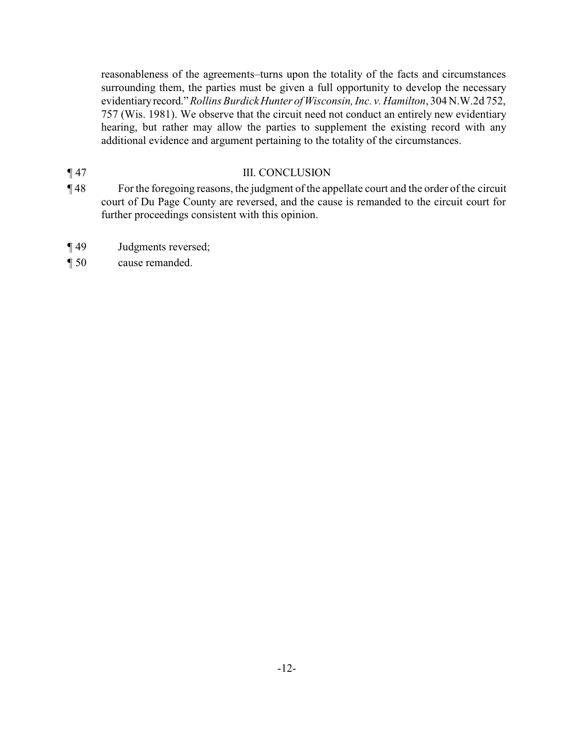reasonableness of the agreements–turns upon the totality of the facts and circumstances surrounding them, the parties must be given a full opportunity to develop the necessary evidentiary record." *Rollins Burdick Hunter of Wisconsin, Inc. v. Hamilton*, 304 N.W.2d 752, 757 (Wis. 1981). We observe that the circuit need not conduct an entirely new evidentiary hearing, but rather may allow the parties to supplement the existing record with any additional evidence and argument pertaining to the totality of the circumstances.

¶ 47 III. CONCLUSION

¶ 48 For the foregoing reasons, the judgment of the appellate court and the order of the circuit court of Du Page County are reversed, and the cause is remanded to the circuit court for further proceedings consistent with this opinion.

¶ 49 Judgments reversed;

¶ 50 cause remanded.